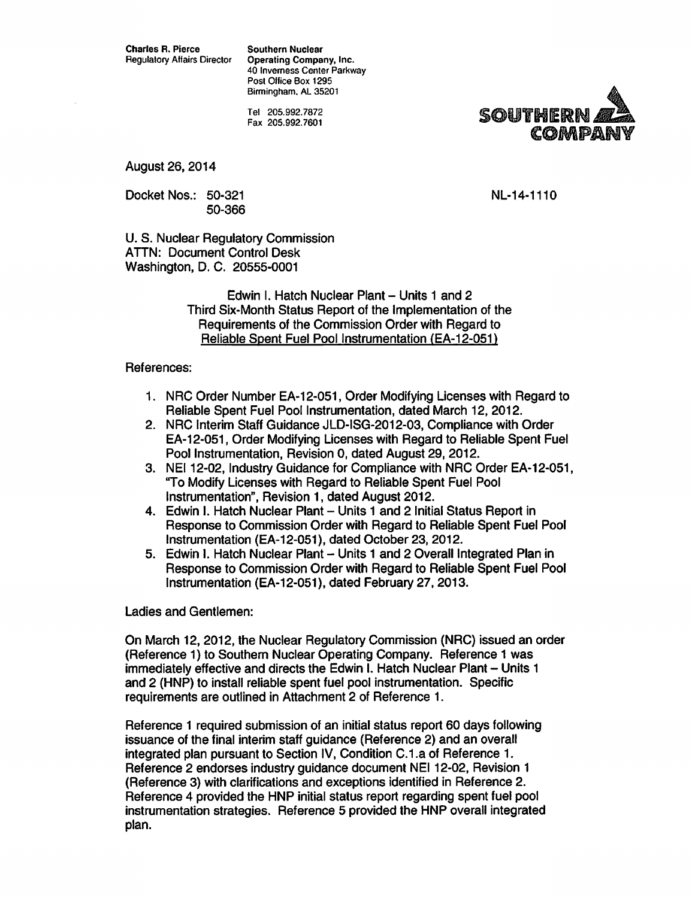**Charles R. Pierce**
Regulatory Affairs Director

**Southern Nuclear Operating Company, Inc.**
40 Inverness Center Parkway
Post Office Box 1295
Birmingham, AL 35201

Tel 205.992.7872
Fax 205.992.7601

**SOUTHERN COMPANY**

August 26, 2014

Docket Nos.: 50-321
50-366

NL-14-1110

U. S. Nuclear Regulatory Commission
ATTN: Document Control Desk
Washington, D. C. 20555-0001

Edwin I. Hatch Nuclear Plant – Units 1 and 2
Third Six-Month Status Report of the Implementation of the
Requirements of the Commission Order with Regard to
Reliable Spent Fuel Pool Instrumentation (EA-12-051)

References:

1. NRC Order Number EA-12-051, Order Modifying Licenses with Regard to Reliable Spent Fuel Pool Instrumentation, dated March 12, 2012.
2. NRC Interim Staff Guidance JLD-ISG-2012-03, Compliance with Order EA-12-051, Order Modifying Licenses with Regard to Reliable Spent Fuel Pool Instrumentation, Revision 0, dated August 29, 2012.
3. NEI 12-02, Industry Guidance for Compliance with NRC Order EA-12-051, "To Modify Licenses with Regard to Reliable Spent Fuel Pool Instrumentation", Revision 1, dated August 2012.
4. Edwin I. Hatch Nuclear Plant – Units 1 and 2 Initial Status Report in Response to Commission Order with Regard to Reliable Spent Fuel Pool Instrumentation (EA-12-051), dated October 23, 2012.
5. Edwin I. Hatch Nuclear Plant – Units 1 and 2 Overall Integrated Plan in Response to Commission Order with Regard to Reliable Spent Fuel Pool Instrumentation (EA-12-051), dated February 27, 2013.

Ladies and Gentlemen:

On March 12, 2012, the Nuclear Regulatory Commission (NRC) issued an order (Reference 1) to Southern Nuclear Operating Company. Reference 1 was immediately effective and directs the Edwin I. Hatch Nuclear Plant – Units 1 and 2 (HNP) to install reliable spent fuel pool instrumentation. Specific requirements are outlined in Attachment 2 of Reference 1.

Reference 1 required submission of an initial status report 60 days following issuance of the final interim staff guidance (Reference 2) and an overall integrated plan pursuant to Section IV, Condition C.1.a of Reference 1. Reference 2 endorses industry guidance document NEI 12-02, Revision 1 (Reference 3) with clarifications and exceptions identified in Reference 2. Reference 4 provided the HNP initial status report regarding spent fuel pool instrumentation strategies. Reference 5 provided the HNP overall integrated plan.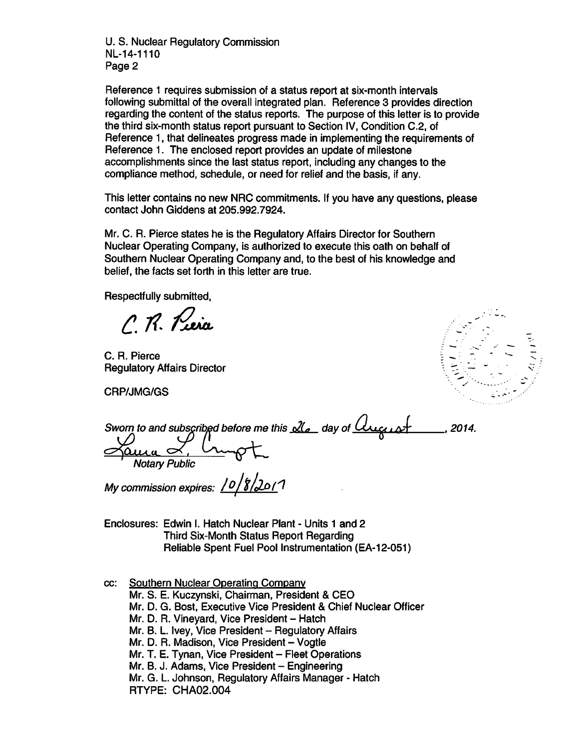U. S. Nuclear Regulatory Commission
NL-14-1110

Reference 1 requires submission of a status report at six-month intervals following submittal of the overall integrated plan. Reference 3 provides direction regarding the content of the status reports. The purpose of this letter is to provide the third six-month status report pursuant to Section IV, Condition C.2, of Reference 1, that delineates progress made in implementing the requirements of Reference 1. The enclosed report provides an update of milestone accomplishments since the last status report, including any changes to the compliance method, schedule, or need for relief and the basis, if any.

This letter contains no new NRC commitments. If you have any questions, please contact John Giddens at 205.992.7924.

Mr. C. R. Pierce states he is the Regulatory Affairs Director for Southern Nuclear Operating Company, is authorized to execute this oath on behalf of Southern Nuclear Operating Company and, to the best of his knowledge and belief, the facts set forth in this letter are true.

Respectfully submitted,

C. R. Pierce

C. R. Pierce
Regulatory Affairs Director

CRP/JMG/GS

*Sworn to and subscribed before me this* 26 *day of* August *, 2014.*

Laura L. Crumpton
*Notary Public*

*My commission expires:* 10/8/2017

Enclosures: Edwin I. Hatch Nuclear Plant - Units 1 and 2
Third Six-Month Status Report Regarding
Reliable Spent Fuel Pool Instrumentation (EA-12-051)

cc: Southern Nuclear Operating Company
Mr. S. E. Kuczynski, Chairman, President & CEO
Mr. D. G. Bost, Executive Vice President & Chief Nuclear Officer
Mr. D. R. Vineyard, Vice President – Hatch
Mr. B. L. Ivey, Vice President – Regulatory Affairs
Mr. D. R. Madison, Vice President – Vogtle
Mr. T. E. Tynan, Vice President – Fleet Operations
Mr. B. J. Adams, Vice President – Engineering
Mr. G. L. Johnson, Regulatory Affairs Manager - Hatch
RTYPE: CHA02.004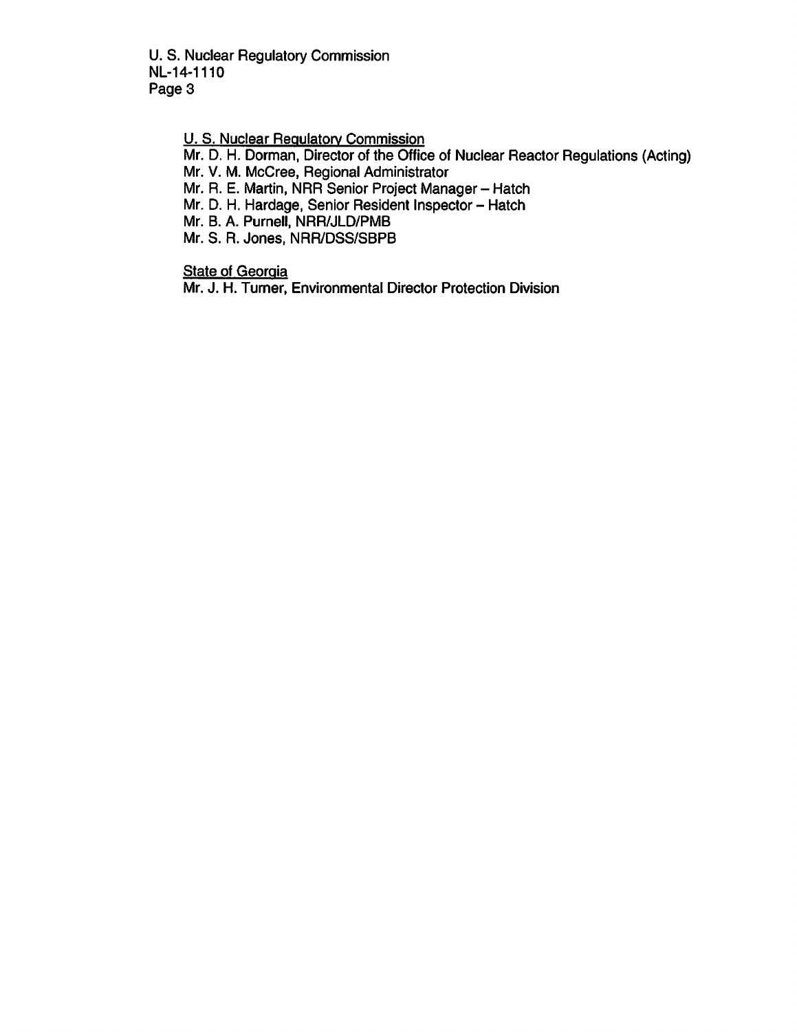U. S. Nuclear Regulatory Commission
NL-14-1110
Page 3

<u>U. S. Nuclear Regulatory Commission</u>
Mr. D. H. Dorman, Director of the Office of Nuclear Reactor Regulations (Acting)
Mr. V. M. McCree, Regional Administrator
Mr. R. E. Martin, NRR Senior Project Manager – Hatch
Mr. D. H. Hardage, Senior Resident Inspector – Hatch
Mr. B. A. Purnell, NRR/JLD/PMB
Mr. S. R. Jones, NRR/DSS/SBPB

<u>State of Georgia</u>
Mr. J. H. Turner, Environmental Director Protection Division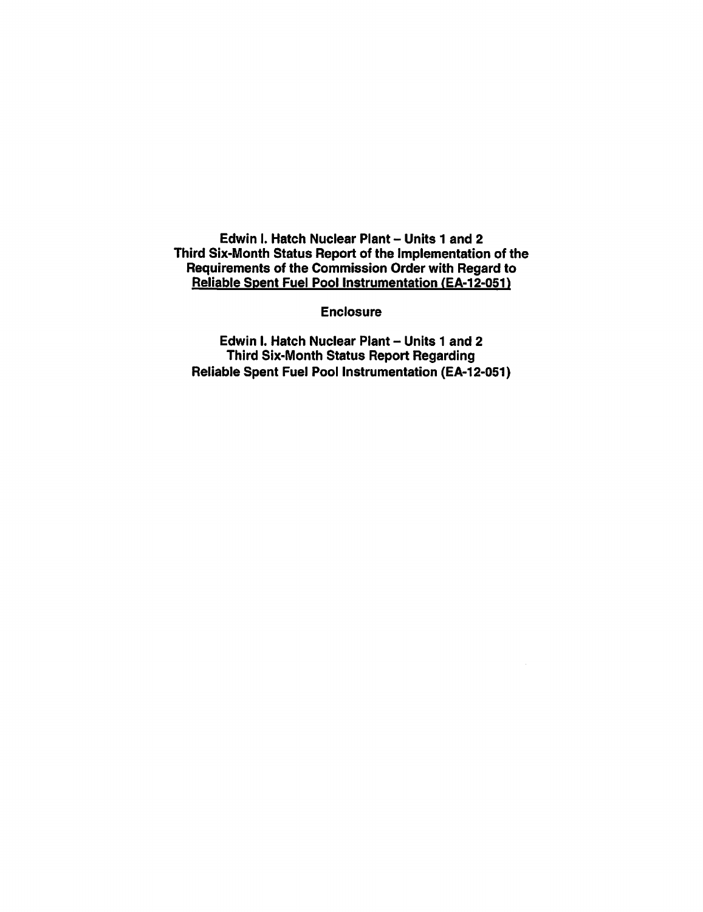**Edwin I. Hatch Nuclear Plant – Units 1 and 2**
**Third Six-Month Status Report of the Implementation of the Requirements of the Commission Order with Regard to Reliable Spent Fuel Pool Instrumentation (EA-12-051)**

**Enclosure**

**Edwin I. Hatch Nuclear Plant – Units 1 and 2**
**Third Six-Month Status Report Regarding Reliable Spent Fuel Pool Instrumentation (EA-12-051)**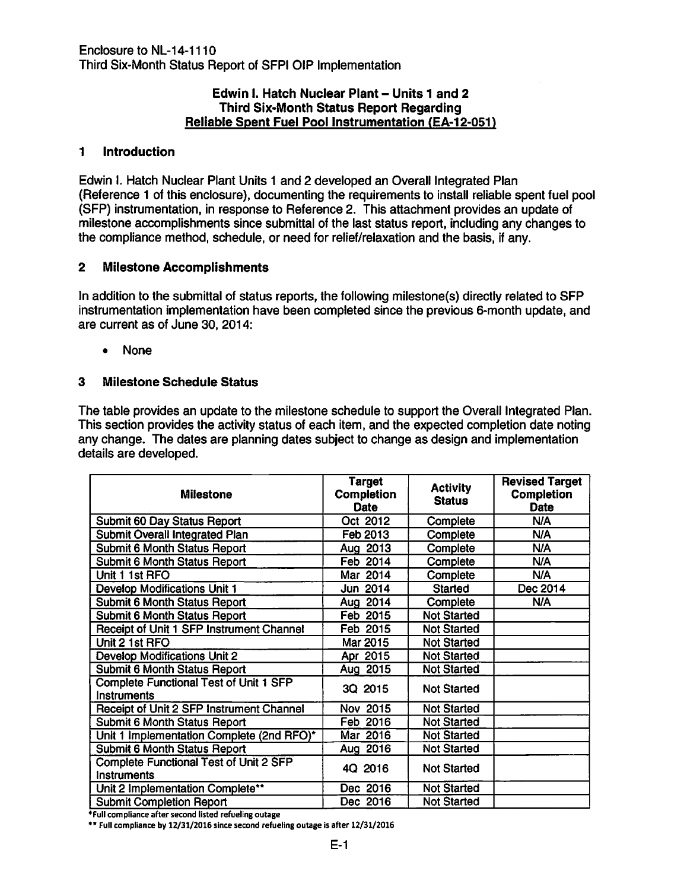Enclosure to NL-14-1110
Third Six-Month Status Report of SFPI OIP Implementation

**Edwin I. Hatch Nuclear Plant – Units 1 and 2**
**Third Six-Month Status Report Regarding**
**Reliable Spent Fuel Pool Instrumentation (EA-12-051)**

## 1 Introduction

Edwin I. Hatch Nuclear Plant Units 1 and 2 developed an Overall Integrated Plan (Reference 1 of this enclosure), documenting the requirements to install reliable spent fuel pool (SFP) instrumentation, in response to Reference 2. This attachment provides an update of milestone accomplishments since submittal of the last status report, including any changes to the compliance method, schedule, or need for relief/relaxation and the basis, if any.

## 2 Milestone Accomplishments

In addition to the submittal of status reports, the following milestone(s) directly related to SFP instrumentation implementation have been completed since the previous 6-month update, and are current as of June 30, 2014:

- None

## 3 Milestone Schedule Status

The table provides an update to the milestone schedule to support the Overall Integrated Plan. This section provides the activity status of each item, and the expected completion date noting any change. The dates are planning dates subject to change as design and implementation details are developed.

| Milestone | Target Completion Date | Activity Status | Revised Target Completion Date |
|---|---|---|---|
| Submit 60 Day Status Report | Oct 2012 | Complete | N/A |
| Submit Overall Integrated Plan | Feb 2013 | Complete | N/A |
| Submit 6 Month Status Report | Aug 2013 | Complete | N/A |
| Submit 6 Month Status Report | Feb 2014 | Complete | N/A |
| Unit 1 1st RFO | Mar 2014 | Complete | N/A |
| Develop Modifications Unit 1 | Jun 2014 | Started | Dec 2014 |
| Submit 6 Month Status Report | Aug 2014 | Complete | N/A |
| Submit 6 Month Status Report | Feb 2015 | Not Started | |
| Receipt of Unit 1 SFP Instrument Channel | Feb 2015 | Not Started | |
| Unit 2 1st RFO | Mar 2015 | Not Started | |
| Develop Modifications Unit 2 | Apr 2015 | Not Started | |
| Submit 6 Month Status Report | Aug 2015 | Not Started | |
| Complete Functional Test of Unit 1 SFP Instruments | 3Q 2015 | Not Started | |
| Receipt of Unit 2 SFP Instrument Channel | Nov 2015 | Not Started | |
| Submit 6 Month Status Report | Feb 2016 | Not Started | |
| Unit 1 Implementation Complete (2nd RFO)* | Mar 2016 | Not Started | |
| Submit 6 Month Status Report | Aug 2016 | Not Started | |
| Complete Functional Test of Unit 2 SFP Instruments | 4Q 2016 | Not Started | |
| Unit 2 Implementation Complete** | Dec 2016 | Not Started | |
| Submit Completion Report | Dec 2016 | Not Started | |

*Full compliance after second listed refueling outage

** Full compliance by 12/31/2016 since second refueling outage is after 12/31/2016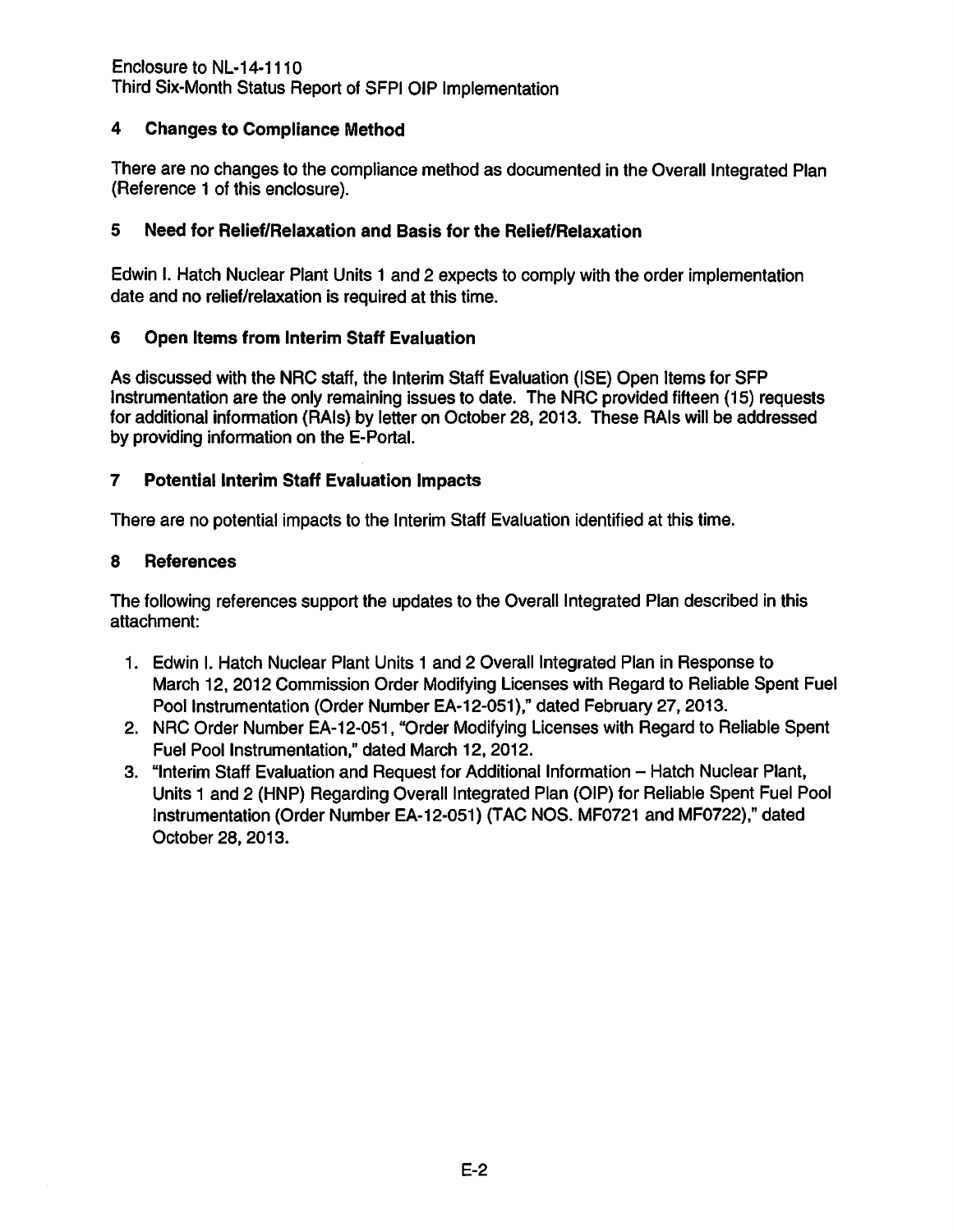## 4 Changes to Compliance Method

There are no changes to the compliance method as documented in the Overall Integrated Plan (Reference 1 of this enclosure).

## 5 Need for Relief/Relaxation and Basis for the Relief/Relaxation

Edwin I. Hatch Nuclear Plant Units 1 and 2 expects to comply with the order implementation date and no relief/relaxation is required at this time.

## 6 Open Items from Interim Staff Evaluation

As discussed with the NRC staff, the Interim Staff Evaluation (ISE) Open Items for SFP Instrumentation are the only remaining issues to date. The NRC provided fifteen (15) requests for additional information (RAIs) by letter on October 28, 2013. These RAIs will be addressed by providing information on the E-Portal.

## 7 Potential Interim Staff Evaluation Impacts

There are no potential impacts to the Interim Staff Evaluation identified at this time.

## 8 References

The following references support the updates to the Overall Integrated Plan described in this attachment:

1. Edwin I. Hatch Nuclear Plant Units 1 and 2 Overall Integrated Plan in Response to March 12, 2012 Commission Order Modifying Licenses with Regard to Reliable Spent Fuel Pool Instrumentation (Order Number EA-12-051)," dated February 27, 2013.
2. NRC Order Number EA-12-051, "Order Modifying Licenses with Regard to Reliable Spent Fuel Pool Instrumentation," dated March 12, 2012.
3. "Interim Staff Evaluation and Request for Additional Information – Hatch Nuclear Plant, Units 1 and 2 (HNP) Regarding Overall Integrated Plan (OIP) for Reliable Spent Fuel Pool Instrumentation (Order Number EA-12-051) (TAC NOS. MF0721 and MF0722)," dated October 28, 2013.